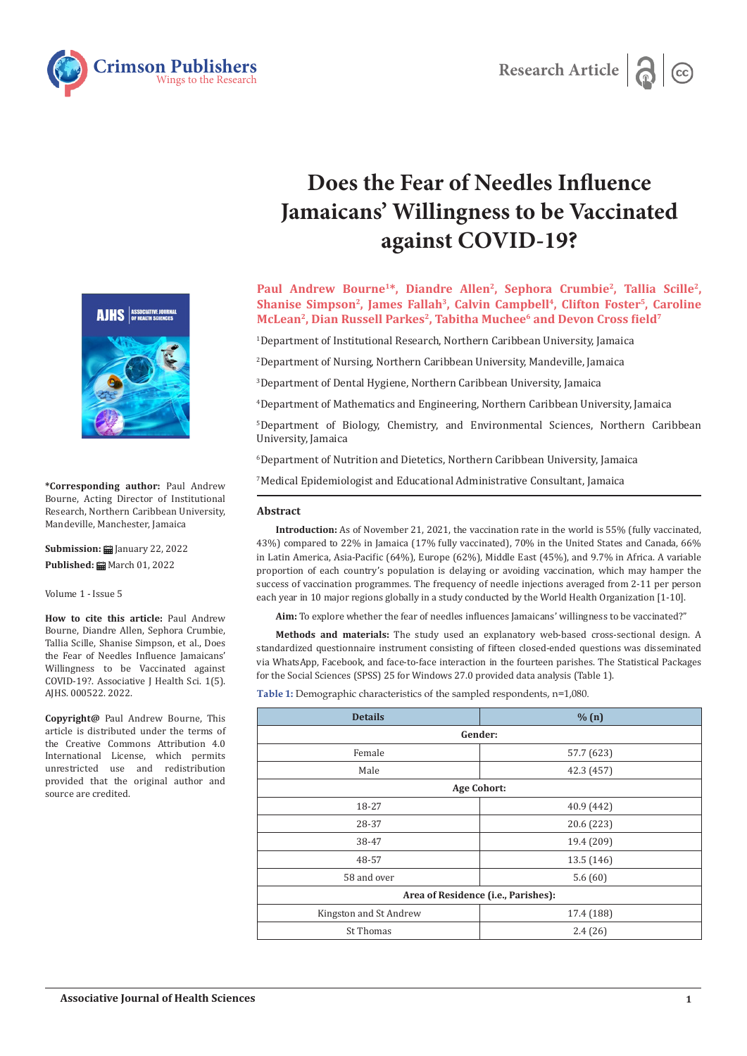Research Article

# Does the Fear of Needles Influence Jamaicans' Willingness to be Vaccinated against COVID-19?

**Paul Andrew Bourne[1]*, Diandre Allen[2], Sephora Crumbie[2], Tallia Scille[2], Shanise Simpson[2], James Fallah[3], Calvin Campbell[4], Clifton Foster[5], Caroline McLean[2], Dian Russell Parkes[2], Tabitha Muchee[6] and Devon Cross field[7]**

[1]Department of Institutional Research, Northern Caribbean University, Jamaica

[2]Department of Nursing, Northern Caribbean University, Mandeville, Jamaica

[3]Department of Dental Hygiene, Northern Caribbean University, Jamaica

[4]Department of Mathematics and Engineering, Northern Caribbean University, Jamaica

[5]Department of Biology, Chemistry, and Environmental Sciences, Northern Caribbean University, Jamaica

[6]Department of Nutrition and Dietetics, Northern Caribbean University, Jamaica

[7]Medical Epidemiologist and Educational Administrative Consultant, Jamaica

**\*Corresponding author:** Paul Andrew Bourne, Acting Director of Institutional Research, Northern Caribbean University, Mandeville, Manchester, Jamaica

**Submission:** January 22, 2022

**Published:** March 01, 2022

Volume 1 - Issue 5

**How to cite this article:** Paul Andrew Bourne, Diandre Allen, Sephora Crumbie, Tallia Scille, Shanise Simpson, et al., Does the Fear of Needles Influence Jamaicans' Willingness to be Vaccinated against COVID-19?. Associative J Health Sci. 1(5). AJHS. 000522. 2022.

**Copyright@** Paul Andrew Bourne, This article is distributed under the terms of the Creative Commons Attribution 4.0 International License, which permits unrestricted use and redistribution provided that the original author and source are credited.

## Abstract

**Introduction:** As of November 21, 2021, the vaccination rate in the world is 55% (fully vaccinated, 43%) compared to 22% in Jamaica (17% fully vaccinated), 70% in the United States and Canada, 66% in Latin America, Asia-Pacific (64%), Europe (62%), Middle East (45%), and 9.7% in Africa. A variable proportion of each country's population is delaying or avoiding vaccination, which may hamper the success of vaccination programmes. The frequency of needle injections averaged from 2-11 per person each year in 10 major regions globally in a study conducted by the World Health Organization [1-10].

**Aim:** To explore whether the fear of needles influences Jamaicans' willingness to be vaccinated?"

**Methods and materials:** The study used an explanatory web-based cross-sectional design. A standardized questionnaire instrument consisting of fifteen closed-ended questions was disseminated via WhatsApp, Facebook, and face-to-face interaction in the fourteen parishes. The Statistical Packages for the Social Sciences (SPSS) 25 for Windows 27.0 provided data analysis (Table 1).

**Table 1:** Demographic characteristics of the sampled respondents, n=1,080.

| Details | % (n) |
|---|---|
| **Gender:** | |
| Female | 57.7 (623) |
| Male | 42.3 (457) |
| **Age Cohort:** | |
| 18-27 | 40.9 (442) |
| 28-37 | 20.6 (223) |
| 38-47 | 19.4 (209) |
| 48-57 | 13.5 (146) |
| 58 and over | 5.6 (60) |
| **Area of Residence (i.e., Parishes):** | |
| Kingston and St Andrew | 17.4 (188) |
| St Thomas | 2.4 (26) |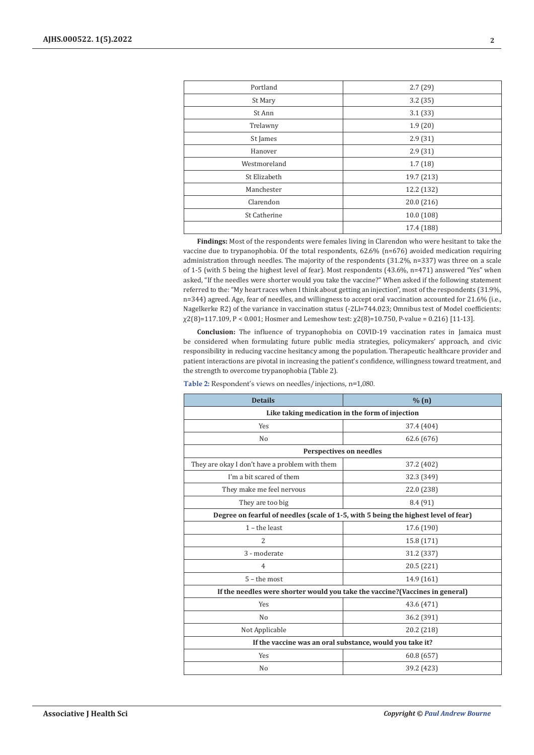| | |
|---|---|
| Portland | 2.7 (29) |
| St Mary | 3.2 (35) |
| St Ann | 3.1 (33) |
| Trelawny | 1.9 (20) |
| St James | 2.9 (31) |
| Hanover | 2.9 (31) |
| Westmoreland | 1.7 (18) |
| St Elizabeth | 19.7 (213) |
| Manchester | 12.2 (132) |
| Clarendon | 20.0 (216) |
| St Catherine | 10.0 (108) |
| | 17.4 (188) |

**Findings:** Most of the respondents were females living in Clarendon who were hesitant to take the vaccine due to trypanophobia. Of the total respondents, 62.6% (n=676) avoided medication requiring administration through needles. The majority of the respondents (31.2%, n=337) was three on a scale of 1-5 (with 5 being the highest level of fear). Most respondents (43.6%, n=471) answered "Yes" when asked, "If the needles were shorter would you take the vaccine?" When asked if the following statement referred to the: "My heart races when I think about getting an injection", most of the respondents (31.9%, n=344) agreed. Age, fear of needles, and willingness to accept oral vaccination accounted for 21.6% (i.e., Nagelkerke R2) of the variance in vaccination status (-2Ll=744.023; Omnibus test of Model coefficients: $\chi^2(8)=117.109$, $P < 0.001$; Hosmer and Lemeshow test: $\chi^2(8)=10.750$, P-value = 0.216) [11-13].

**Conclusion:** The influence of trypanophobia on COVID-19 vaccination rates in Jamaica must be considered when formulating future public media strategies, policymakers' approach, and civic responsibility in reducing vaccine hesitancy among the population. Therapeutic healthcare provider and patient interactions are pivotal in increasing the patient's confidence, willingness toward treatment, and the strength to overcome trypanophobia (Table 2).

**Table 2:** Respondent's views on needles/injections, n=1,080.

| Details | % (n) |
|---|---|
| **Like taking medication in the form of injection** | |
| Yes | 37.4 (404) |
| No | 62.6 (676) |
| **Perspectives on needles** | |
| They are okay I don't have a problem with them | 37.2 (402) |
| I'm a bit scared of them | 32.3 (349) |
| They make me feel nervous | 22.0 (238) |
| They are too big | 8.4 (91) |
| **Degree on fearful of needles (scale of 1-5, with 5 being the highest level of fear)** | |
| 1 – the least | 17.6 (190) |
| 2 | 15.8 (171) |
| 3 - moderate | 31.2 (337) |
| 4 | 20.5 (221) |
| 5 – the most | 14.9 (161) |
| **If the needles were shorter would you take the vaccine?(Vaccines in general)** | |
| Yes | 43.6 (471) |
| No | 36.2 (391) |
| Not Applicable | 20.2 (218) |
| **If the vaccine was an oral substance, would you take it?** | |
| Yes | 60.8 (657) |
| No | 39.2 (423) |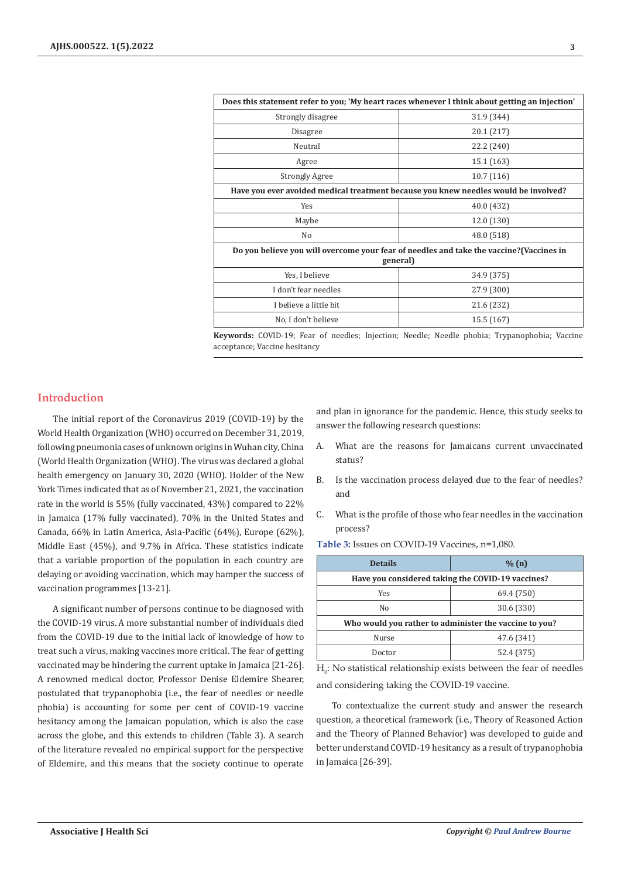| Does this statement refer to you; 'My heart races whenever I think about getting an injection' | |
|---|---|
| Strongly disagree | 31.9 (344) |
| Disagree | 20.1 (217) |
| Neutral | 22.2 (240) |
| Agree | 15.1 (163) |
| Strongly Agree | 10.7 (116) |
| **Have you ever avoided medical treatment because you knew needles would be involved?** | |
| Yes | 40.0 (432) |
| Maybe | 12.0 (130) |
| No | 48.0 (518) |
| **Do you believe you will overcome your fear of needles and take the vaccine?(Vaccines in general)** | |
| Yes, I believe | 34.9 (375) |
| I don't fear needles | 27.9 (300) |
| I believe a little bit | 21.6 (232) |
| No, I don't believe | 15.5 (167) |

**Keywords:** COVID-19; Fear of needles; Injection; Needle; Needle phobia; Trypanophobia; Vaccine acceptance; Vaccine hesitancy

## Introduction

The initial report of the Coronavirus 2019 (COVID-19) by the World Health Organization (WHO) occurred on December 31, 2019, following pneumonia cases of unknown origins in Wuhan city, China (World Health Organization (WHO). The virus was declared a global health emergency on January 30, 2020 (WHO). Holder of the New York Times indicated that as of November 21, 2021, the vaccination rate in the world is 55% (fully vaccinated, 43%) compared to 22% in Jamaica (17% fully vaccinated), 70% in the United States and Canada, 66% in Latin America, Asia-Pacific (64%), Europe (62%), Middle East (45%), and 9.7% in Africa. These statistics indicate that a variable proportion of the population in each country are delaying or avoiding vaccination, which may hamper the success of vaccination programmes [13-21].

A significant number of persons continue to be diagnosed with the COVID-19 virus. A more substantial number of individuals died from the COVID-19 due to the initial lack of knowledge of how to treat such a virus, making vaccines more critical. The fear of getting vaccinated may be hindering the current uptake in Jamaica [21-26]. A renowned medical doctor, Professor Denise Eldemire Shearer, postulated that trypanophobia (i.e., the fear of needles or needle phobia) is accounting for some per cent of COVID-19 vaccine hesitancy among the Jamaican population, which is also the case across the globe, and this extends to children (Table 3). A search of the literature revealed no empirical support for the perspective of Eldemire, and this means that the society continue to operate and plan in ignorance for the pandemic. Hence, this study seeks to answer the following research questions:

A. What are the reasons for Jamaicans current unvaccinated status?

B. Is the vaccination process delayed due to the fear of needles? and

C. What is the profile of those who fear needles in the vaccination process?

**Table 3:** Issues on COVID-19 Vaccines, n=1,080.

| Details | % (n) |
|---|---|
| **Have you considered taking the COVID-19 vaccines?** | |
| Yes | 69.4 (750) |
| No | 30.6 (330) |
| **Who would you rather to administer the vaccine to you?** | |
| Nurse | 47.6 (341) |
| Doctor | 52.4 (375) |

$H_0$: No statistical relationship exists between the fear of needles and considering taking the COVID-19 vaccine.

To contextualize the current study and answer the research question, a theoretical framework (i.e., Theory of Reasoned Action and the Theory of Planned Behavior) was developed to guide and better understand COVID-19 hesitancy as a result of trypanophobia in Jamaica [26-39].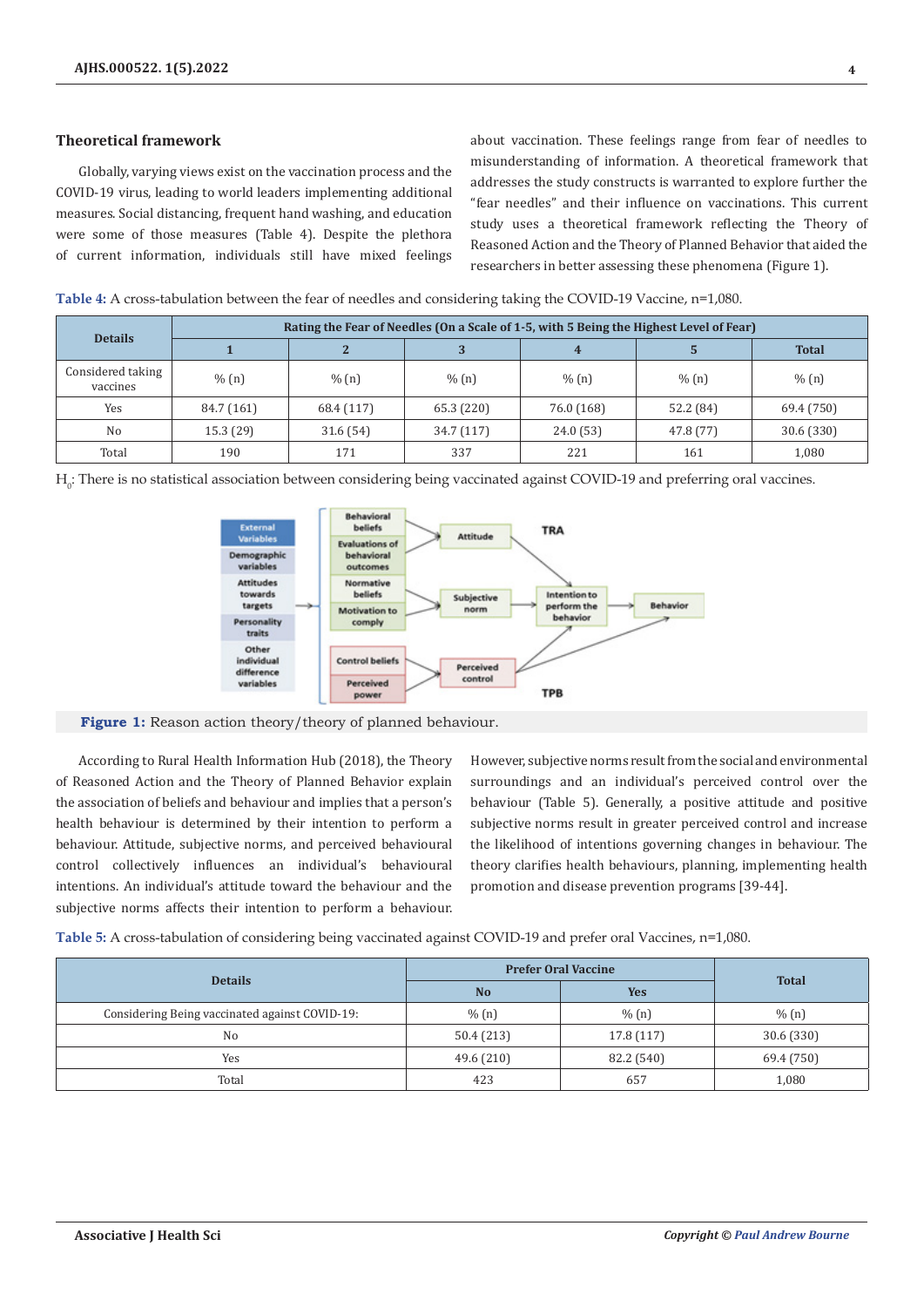## Theoretical framework

Globally, varying views exist on the vaccination process and the COVID-19 virus, leading to world leaders implementing additional measures. Social distancing, frequent hand washing, and education were some of those measures (Table 4). Despite the plethora of current information, individuals still have mixed feelings about vaccination. These feelings range from fear of needles to misunderstanding of information. A theoretical framework that addresses the study constructs is warranted to explore further the "fear needles" and their influence on vaccinations. This current study uses a theoretical framework reflecting the Theory of Reasoned Action and the Theory of Planned Behavior that aided the researchers in better assessing these phenomena (Figure 1).

**Table 4:** A cross-tabulation between the fear of needles and considering taking the COVID-19 Vaccine, n=1,080.

| Details | Rating the Fear of Needles (On a Scale of 1-5, with 5 Being the Highest Level of Fear) | | | | | |
|---|---|---|---|---|---|---|
| | 1 | 2 | 3 | 4 | 5 | Total |
| Considered taking vaccines | % (n) | % (n) | % (n) | % (n) | % (n) | % (n) |
| Yes | 84.7 (161) | 68.4 (117) | 65.3 (220) | 76.0 (168) | 52.2 (84) | 69.4 (750) |
| No | 15.3 (29) | 31.6 (54) | 34.7 (117) | 24.0 (53) | 47.8 (77) | 30.6 (330) |
| Total | 190 | 171 | 337 | 221 | 161 | 1,080 |

$H_0$: There is no statistical association between considering being vaccinated against COVID-19 and preferring oral vaccines.

**Figure 1:** Reason action theory/theory of planned behaviour.

According to Rural Health Information Hub (2018), the Theory of Reasoned Action and the Theory of Planned Behavior explain the association of beliefs and behaviour and implies that a person's health behaviour is determined by their intention to perform a behaviour. Attitude, subjective norms, and perceived behavioural control collectively influences an individual's behavioural intentions. An individual's attitude toward the behaviour and the subjective norms affects their intention to perform a behaviour. However, subjective norms result from the social and environmental surroundings and an individual's perceived control over the behaviour (Table 5). Generally, a positive attitude and positive subjective norms result in greater perceived control and increase the likelihood of intentions governing changes in behaviour. The theory clarifies health behaviours, planning, implementing health promotion and disease prevention programs [39-44].

**Table 5:** A cross-tabulation of considering being vaccinated against COVID-19 and prefer oral Vaccines, n=1,080.

| Details | Prefer Oral Vaccine | | Total |
|---|---|---|---|
| | No | Yes | |
| Considering Being vaccinated against COVID-19: | % (n) | % (n) | % (n) |
| No | 50.4 (213) | 17.8 (117) | 30.6 (330) |
| Yes | 49.6 (210) | 82.2 (540) | 69.4 (750) |
| Total | 423 | 657 | 1,080 |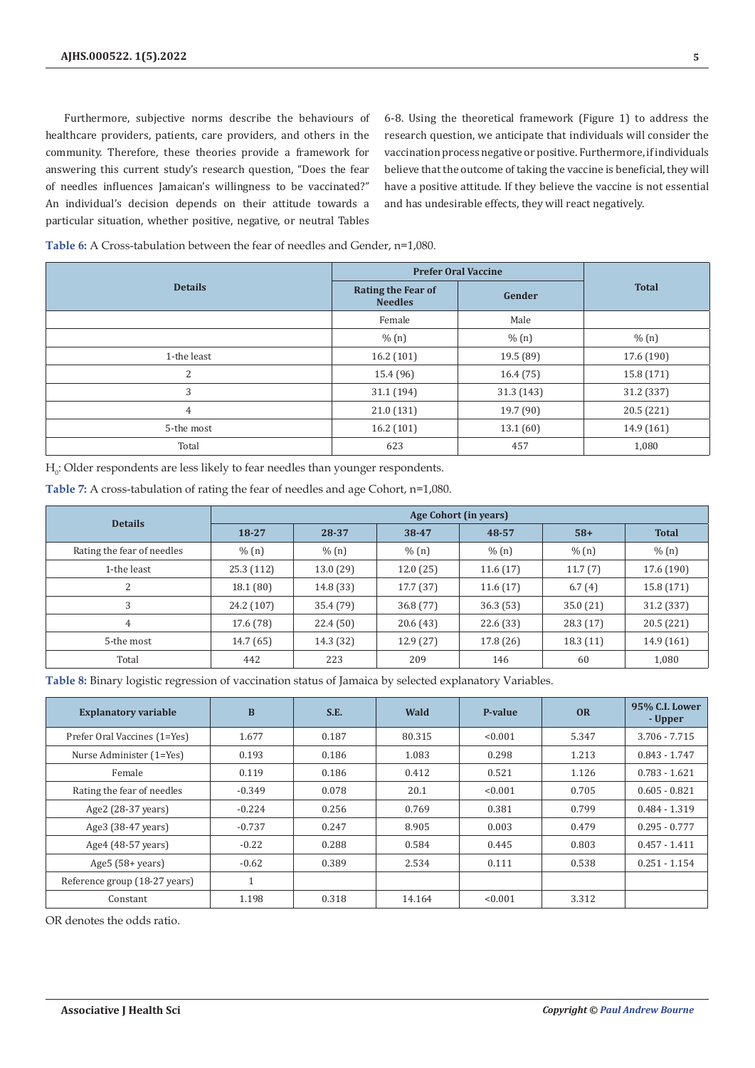Furthermore, subjective norms describe the behaviours of healthcare providers, patients, care providers, and others in the community. Therefore, these theories provide a framework for answering this current study's research question, "Does the fear of needles influences Jamaican's willingness to be vaccinated?" An individual's decision depends on their attitude towards a particular situation, whether positive, negative, or neutral Tables 6-8. Using the theoretical framework (Figure 1) to address the research question, we anticipate that individuals will consider the vaccination process negative or positive. Furthermore, if individuals believe that the outcome of taking the vaccine is beneficial, they will have a positive attitude. If they believe the vaccine is not essential and has undesirable effects, they will react negatively.

**Table 6:** A Cross-tabulation between the fear of needles and Gender, n=1,080.

| Details | Prefer Oral Vaccine | | Total |
|---|---|---|---|
| | Rating the Fear of Needles | Gender | |
| | Female | Male | |
| | % (n) | % (n) | % (n) |
| 1-the least | 16.2 (101) | 19.5 (89) | 17.6 (190) |
| 2 | 15.4 (96) | 16.4 (75) | 15.8 (171) |
| 3 | 31.1 (194) | 31.3 (143) | 31.2 (337) |
| 4 | 21.0 (131) | 19.7 (90) | 20.5 (221) |
| 5-the most | 16.2 (101) | 13.1 (60) | 14.9 (161) |
| Total | 623 | 457 | 1,080 |

$H_0$: Older respondents are less likely to fear needles than younger respondents.

**Table 7:** A cross-tabulation of rating the fear of needles and age Cohort, n=1,080.

| Details | Age Cohort (in years) | | | | | |
|---|---|---|---|---|---|---|
| | 18-27 | 28-37 | 38-47 | 48-57 | 58+ | Total |
| Rating the fear of needles | % (n) | % (n) | % (n) | % (n) | % (n) | % (n) |
| 1-the least | 25.3 (112) | 13.0 (29) | 12.0 (25) | 11.6 (17) | 11.7 (7) | 17.6 (190) |
| 2 | 18.1 (80) | 14.8 (33) | 17.7 (37) | 11.6 (17) | 6.7 (4) | 15.8 (171) |
| 3 | 24.2 (107) | 35.4 (79) | 36.8 (77) | 36.3 (53) | 35.0 (21) | 31.2 (337) |
| 4 | 17.6 (78) | 22.4 (50) | 20.6 (43) | 22.6 (33) | 28.3 (17) | 20.5 (221) |
| 5-the most | 14.7 (65) | 14.3 (32) | 12.9 (27) | 17.8 (26) | 18.3 (11) | 14.9 (161) |
| Total | 442 | 223 | 209 | 146 | 60 | 1,080 |

**Table 8:** Binary logistic regression of vaccination status of Jamaica by selected explanatory Variables.

| Explanatory variable | B | S.E. | Wald | P-value | OR | 95% C.I. Lower - Upper |
|---|---|---|---|---|---|---|
| Prefer Oral Vaccines (1=Yes) | 1.677 | 0.187 | 80.315 | <0.001 | 5.347 | 3.706 - 7.715 |
| Nurse Administer (1=Yes) | 0.193 | 0.186 | 1.083 | 0.298 | 1.213 | 0.843 - 1.747 |
| Female | 0.119 | 0.186 | 0.412 | 0.521 | 1.126 | 0.783 - 1.621 |
| Rating the fear of needles | -0.349 | 0.078 | 20.1 | <0.001 | 0.705 | 0.605 - 0.821 |
| Age2 (28-37 years) | -0.224 | 0.256 | 0.769 | 0.381 | 0.799 | 0.484 - 1.319 |
| Age3 (38-47 years) | -0.737 | 0.247 | 8.905 | 0.003 | 0.479 | 0.295 - 0.777 |
| Age4 (48-57 years) | -0.22 | 0.288 | 0.584 | 0.445 | 0.803 | 0.457 - 1.411 |
| Age5 (58+ years) | -0.62 | 0.389 | 2.534 | 0.111 | 0.538 | 0.251 - 1.154 |
| Reference group (18-27 years) | 1 | | | | | |
| Constant | 1.198 | 0.318 | 14.164 | <0.001 | 3.312 | |

OR denotes the odds ratio.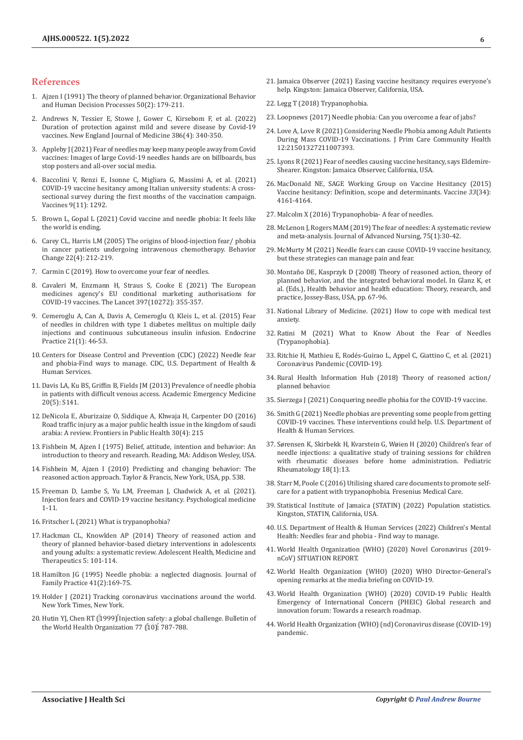## References

1. Ajzen I (1991) The theory of planned behavior. Organizational Behavior and Human Decision Processes 50(2): 179-211.
2. Andrews N, Tessier E, Stowe J, Gower C, Kirsebom F, et al. (2022) Duration of protection against mild and severe disease by Covid-19 vaccines. New England Journal of Medicine 386(4): 340-350.
3. Appleby J (2021) Fear of needles may keep many people away from Covid vaccines: Images of large Covid-19 needles hands are on billboards, bus stop posters and all-over social media.
4. Baccolini V, Renzi E, Isonne C, Migliara G, Massimi A, et al. (2021) COVID-19 vaccine hesitancy among Italian university students: A cross-sectional survey during the first months of the vaccination campaign. Vaccines 9(11): 1292.
5. Brown L, Gopal L (2021) Covid vaccine and needle phobia: It feels like the world is ending.
6. Carey CL, Harris LM (2005) The origins of blood-injection fear/ phobia in cancer patients undergoing intravenous chemotherapy. Behavior Change 22(4): 212-219.
7. Carmin C (2019). How to overcome your fear of needles.
8. Cavaleri M, Enzmann H, Straus S, Cooke E (2021) The European medicines agency's EU conditional marketing authorisations for COVID-19 vaccines. The Lancet 397(10272): 355-357.
9. Cemeroglu A, Can A, Davis A, Cemeroglu O, Kleis L, et al. (2015) Fear of needles in children with type 1 diabetes mellitus on multiple daily injections and continuous subcutaneous insulin infusion. Endocrine Practice 21(1): 46-53.
10. Centers for Disease Control and Prevention (CDC) (2022) Needle fear and phobia-Find ways to manage. CDC, U.S. Department of Health & Human Services.
11. Davis LA, Ku BS, Griffin B, Fields JM (2013) Prevalence of needle phobia in patients with difficult venous access. Academic Emergency Medicine 20(5): S141.
12. DeNicola E, Aburizaize O, Siddique A, Khwaja H, Carpenter DO (2016) Road traffic injury as a major public health issue in the kingdom of saudi arabia: A review. Frontiers in Public Health 30(4): 215
13. Fishbein M, Ajzen I (1975) Belief, attitude, intention and behavior: An introduction to theory and research. Reading, MA: Addison Wesley, USA.
14. Fishbein M, Ajzen I (2010) Predicting and changing behavior: The reasoned action approach. Taylor & Francis, New York, USA, pp. 538.
15. Freeman D, Lambe S, Yu LM, Freeman J, Chadwick A, et al. (2021). Injection fears and COVID-19 vaccine hesitancy. Psychological medicine 1-11.
16. Fritscher L (2021) What is trypanophobia?
17. Hackman CL, Knowlden AP (2014) Theory of reasoned action and theory of planned behavior-based dietary interventions in adolescents and young adults: a systematic review. Adolescent Health, Medicine and Therapeutics 5: 101-114.
18. Hamilton JG (1995) Needle phobia: a neglected diagnosis. Journal of Family Practice 41(2):169-75.
19. Holder J (2021) Tracking coronavirus vaccinations around the world. New York Times, New York.
20. Hutin YJ, Chen RT (1999) Injection safety: a global challenge. Bulletin of the World Health Organization 77 (10): 787-788.
21. Jamaica Observer (2021) Easing vaccine hesitancy requires everyone's help. Kingston: Jamaica Observer, California, USA.
22. Legg T (2018) Trypanophobia.
23. Loopnews (2017) Needle phobia: Can you overcome a fear of jabs?
24. Love A, Love R (2021) Considering Needle Phobia among Adult Patients During Mass COVID-19 Vaccinations. J Prim Care Community Health 12:21501327211007393.
25. Lyons R (2021) Fear of needles causing vaccine hesitancy, says Eldemire-Shearer. Kingston: Jamaica Observer, California, USA.
26. MacDonald NE, SAGE Working Group on Vaccine Hesitancy (2015) Vaccine hesitancy: Definition, scope and determinants. Vaccine *33*(34): 4161-4164.
27. Malcolm X (2016) Trypanophobia- A fear of needles.
28. McLenon J, Rogers MAM (2019) The fear of needles: A systematic review and meta-analysis. Journal of Advanced Nursing, 75(1):30-42.
29. McMurty M (2021) Needle fears can cause COVID-19 vaccine hesitancy, but these strategies can manage pain and fear.
30. Montaño DE, Kasprzyk D (2008) Theory of reasoned action, theory of planned behavior, and the integrated behavioral model. In Glanz K, et al. (Eds.), Health behavior and health education: Theory, research, and practice, Jossey-Bass, USA, pp. 67-96.
31. National Library of Medicine. (2021) How to cope with medical test anxiety.
32. Ratini M (2021) What to Know About the Fear of Needles (Trypanophobia).
33. Ritchie H, Mathieu E, Rodés-Guirao L, Appel C, Giattino C, et al. (2021) Coronavirus Pandemic (COVID-19).
34. Rural Health Information Hub (2018) Theory of reasoned action/ planned behavior.
35. Sierzega J (2021) Conquering needle phobia for the COVID-19 vaccine.
36. Smith G (2021) Needle phobias are preventing some people from getting COVID-19 vaccines. These interventions could help. U.S. Department of Health & Human Services.
37. Sørensen K, Skirbekk H, Kvarstein G, Wøien H (2020) Children's fear of needle injections: a qualitative study of training sessions for children with rheumatic diseases before home administration. Pediatric Rheumatology 18(1):13.
38. Starr M, Poole C (2016) Utilising shared care documents to promote self-care for a patient with trypanophobia. Fresenius Medical Care.
39. Statistical Institute of Jamaica (STATIN) (2022) Population statistics. Kingston, STATIN, California, USA.
40. U.S. Department of Health & Human Services (2022) Children's Mental Health: Needles fear and phobia - Find way to manage.
41. World Health Organization (WHO) (2020) Novel Coronavirus (2019-nCoV) SITUATION REPORT.
42. World Health Organization (WHO) (2020) WHO Director-General's opening remarks at the media briefing on COVID-19.
43. World Health Organization (WHO) (2020) COVID-19 Public Health Emergency of International Concern (PHEIC) Global research and innovation forum: Towards a research roadmap.
44. World Health Organization (WHO) (nd) Coronavirus disease (COVID-19) pandemic.